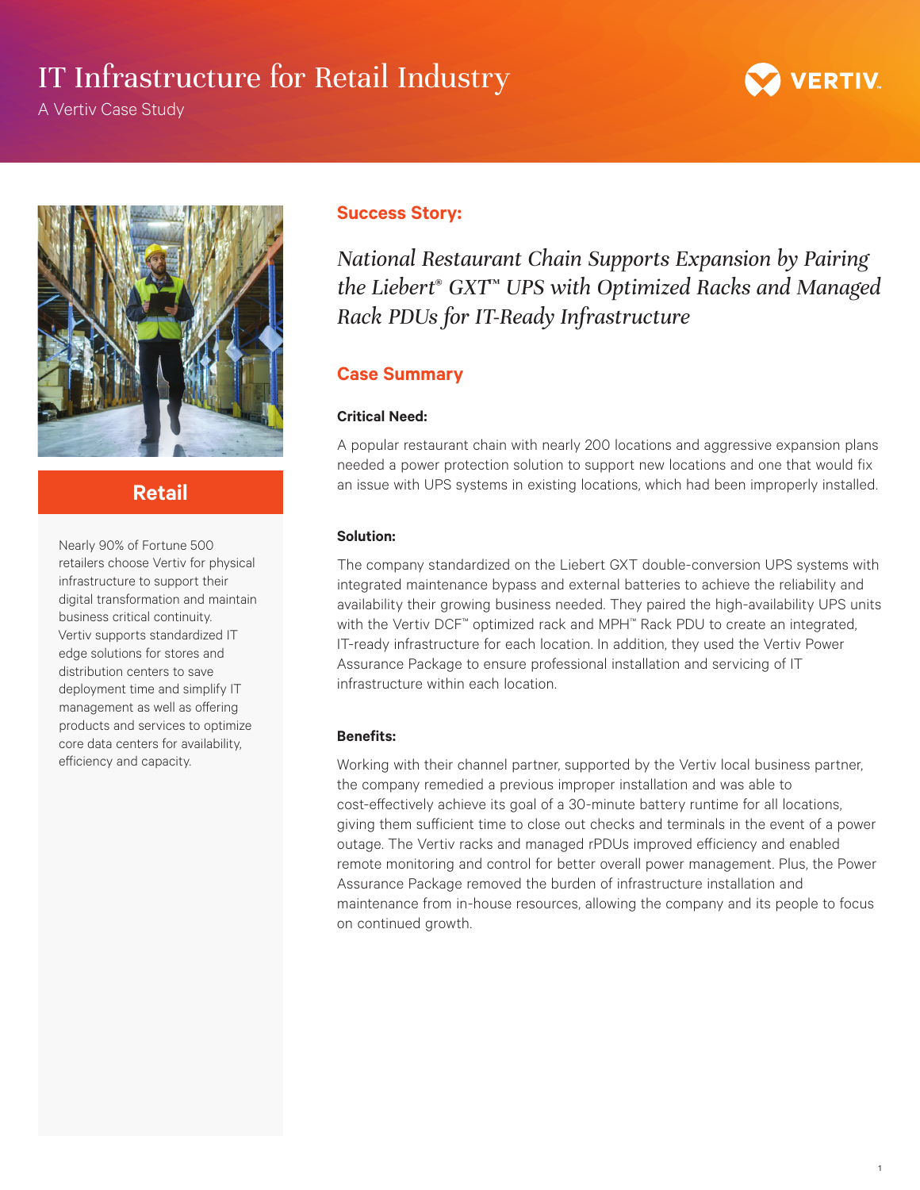# IT Infrastructure for Retail Industry

A Vertiv Case Study

## Retail

Nearly 90% of Fortune 500 retailers choose Vertiv for physical infrastructure to support their digital transformation and maintain business critical continuity. Vertiv supports standardized IT edge solutions for stores and distribution centers to save deployment time and simplify IT management as well as offering products and services to optimize core data centers for availability, efficiency and capacity.

## Success Story:

*National Restaurant Chain Supports Expansion by Pairing the Liebert® GXT™ UPS with Optimized Racks and Managed Rack PDUs for IT-Ready Infrastructure*

## Case Summary

**Critical Need:**

A popular restaurant chain with nearly 200 locations and aggressive expansion plans needed a power protection solution to support new locations and one that would fix an issue with UPS systems in existing locations, which had been improperly installed.

**Solution:**

The company standardized on the Liebert GXT double-conversion UPS systems with integrated maintenance bypass and external batteries to achieve the reliability and availability their growing business needed. They paired the high-availability UPS units with the Vertiv DCF™ optimized rack and MPH™ Rack PDU to create an integrated, IT-ready infrastructure for each location. In addition, they used the Vertiv Power Assurance Package to ensure professional installation and servicing of IT infrastructure within each location.

**Benefits:**

Working with their channel partner, supported by the Vertiv local business partner, the company remedied a previous improper installation and was able to cost-effectively achieve its goal of a 30-minute battery runtime for all locations, giving them sufficient time to close out checks and terminals in the event of a power outage. The Vertiv racks and managed rPDUs improved efficiency and enabled remote monitoring and control for better overall power management. Plus, the Power Assurance Package removed the burden of infrastructure installation and maintenance from in-house resources, allowing the company and its people to focus on continued growth.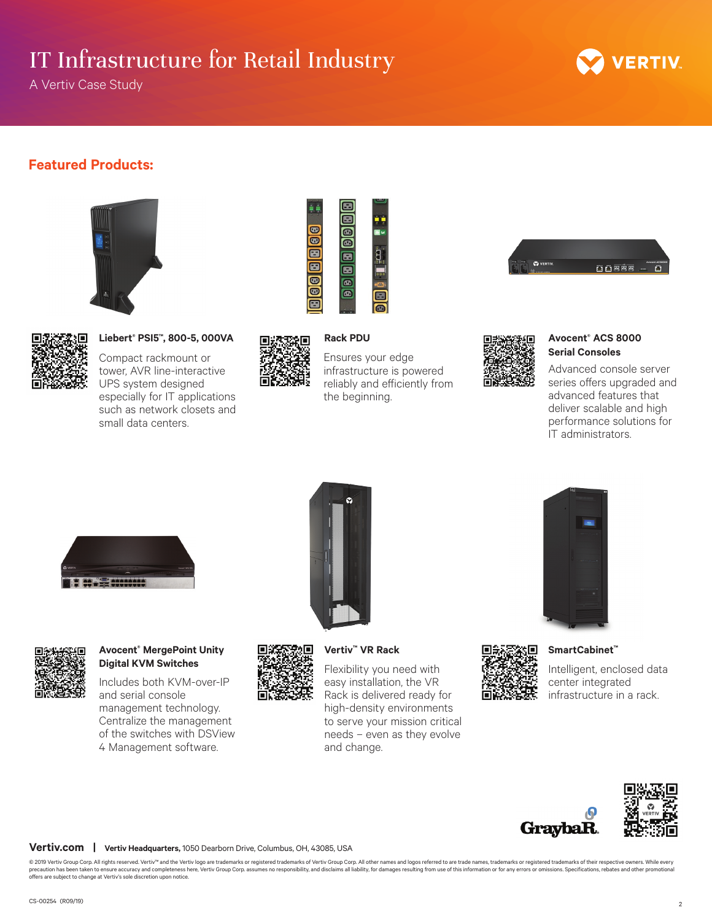# IT Infrastructure for Retail Industry

A Vertiv Case Study

## Featured Products:

**Liebert® PSI5™, 800-5, 000VA**

Compact rackmount or tower, AVR line-interactive UPS system designed especially for IT applications such as network closets and small data centers.

**Rack PDU**

Ensures your edge infrastructure is powered reliably and efficiently from the beginning.

**Avocent® ACS 8000 Serial Consoles**

Advanced console server series offers upgraded and advanced features that deliver scalable and high performance solutions for IT administrators.

**Avocent® MergePoint Unity Digital KVM Switches**

Includes both KVM-over-IP and serial console management technology. Centralize the management of the switches with DSView 4 Management software.

**Vertiv™ VR Rack**

Flexibility you need with easy installation, the VR Rack is delivered ready for high-density environments to serve your mission critical needs – even as they evolve and change.

**SmartCabinet™**

Intelligent, enclosed data center integrated infrastructure in a rack.

**Vertiv.com** | **Vertiv Headquarters,** 1050 Dearborn Drive, Columbus, OH, 43085, USA

© 2019 Vertiv Group Corp. All rights reserved. Vertiv™ and the Vertiv logo are trademarks or registered trademarks of Vertiv Group Corp. All other names and logos referred to are trade names, trademarks or registered trademarks of their respective owners. While every precaution has been taken to ensure accuracy and completeness here, Vertiv Group Corp. assumes no responsibility, and disclaims all liability, for damages resulting from use of this information or for any errors or omissions. Specifications, rebates and other promotional offers are subject to change at Vertiv's sole discretion upon notice.

CS-00254 (R09/19)